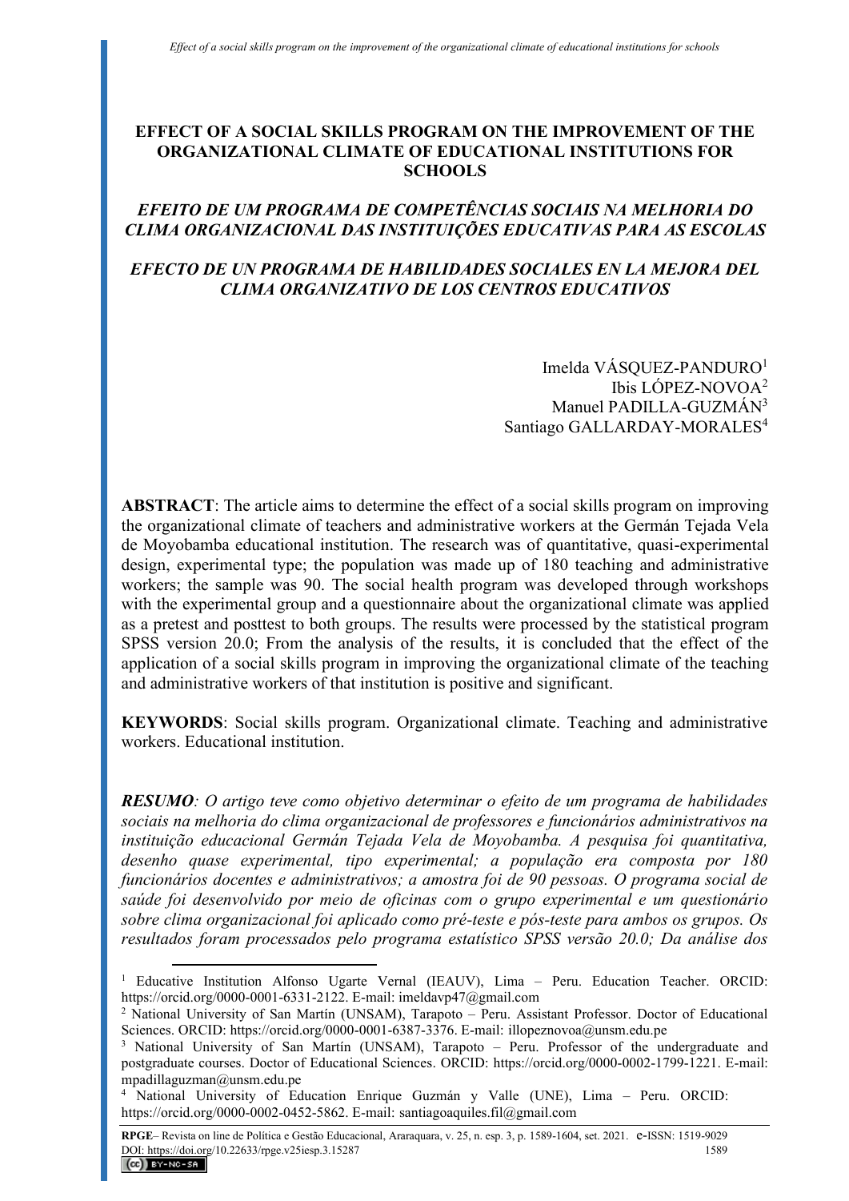# EFFECT OF A SOCIAL SKILLS PROGRAM ON THE IMPROVEMENT OF THE ORGANIZATIONAL CLIMATE OF EDUCATIONAL INSTITUTIONS FOR SCHOOLS

## *EFEITO DE UM PROGRAMA DE COMPETÊNCIAS SOCIAIS NA MELHORIA DO CLIMA ORGANIZACIONAL DAS INSTITUIÇÕES EDUCATIVAS PARA AS ESCOLAS*

## *EFECTO DE UN PROGRAMA DE HABILIDADES SOCIALES EN LA MEJORA DEL CLIMA ORGANIZATIVO DE LOS CENTROS EDUCATIVOS*

Imelda VÁSQUEZ-PANDURO[1]
Ibis LÓPEZ-NOVOA[2]
Manuel PADILLA-GUZMÁN[3]
Santiago GALLARDAY-MORALES[4]

**ABSTRACT**: The article aims to determine the effect of a social skills program on improving the organizational climate of teachers and administrative workers at the Germán Tejada Vela de Moyobamba educational institution. The research was of quantitative, quasi-experimental design, experimental type; the population was made up of 180 teaching and administrative workers; the sample was 90. The social health program was developed through workshops with the experimental group and a questionnaire about the organizational climate was applied as a pretest and posttest to both groups. The results were processed by the statistical program SPSS version 20.0; From the analysis of the results, it is concluded that the effect of the application of a social skills program in improving the organizational climate of the teaching and administrative workers of that institution is positive and significant.

**KEYWORDS**: Social skills program. Organizational climate. Teaching and administrative workers. Educational institution.

***RESUMO**: O artigo teve como objetivo determinar o efeito de um programa de habilidades sociais na melhoria do clima organizacional de professores e funcionários administrativos na instituição educacional Germán Tejada Vela de Moyobamba. A pesquisa foi quantitativa, desenho quase experimental, tipo experimental; a população era composta por 180 funcionários docentes e administrativos; a amostra foi de 90 pessoas. O programa social de saúde foi desenvolvido por meio de oficinas com o grupo experimental e um questionário sobre clima organizacional foi aplicado como pré-teste e pós-teste para ambos os grupos. Os resultados foram processados pelo programa estatístico SPSS versão 20.0; Da análise dos*

---

[1] Educative Institution Alfonso Ugarte Vernal (IEAUV), Lima – Peru. Education Teacher. ORCID: https://orcid.org/0000-0001-6331-2122. E-mail: imeldavp47@gmail.com

[2] National University of San Martín (UNSAM), Tarapoto – Peru. Assistant Professor. Doctor of Educational Sciences. ORCID: https://orcid.org/0000-0001-6387-3376. E-mail: illopeznovoa@unsm.edu.pe

[3] National University of San Martín (UNSAM), Tarapoto – Peru. Professor of the undergraduate and postgraduate courses. Doctor of Educational Sciences. ORCID: https://orcid.org/0000-0002-1799-1221. E-mail: mpadillaguzman@unsm.edu.pe

[4] National University of Education Enrique Guzmán y Valle (UNE), Lima – Peru. ORCID: https://orcid.org/0000-0002-0452-5862. E-mail: santiagoaquiles.fil@gmail.com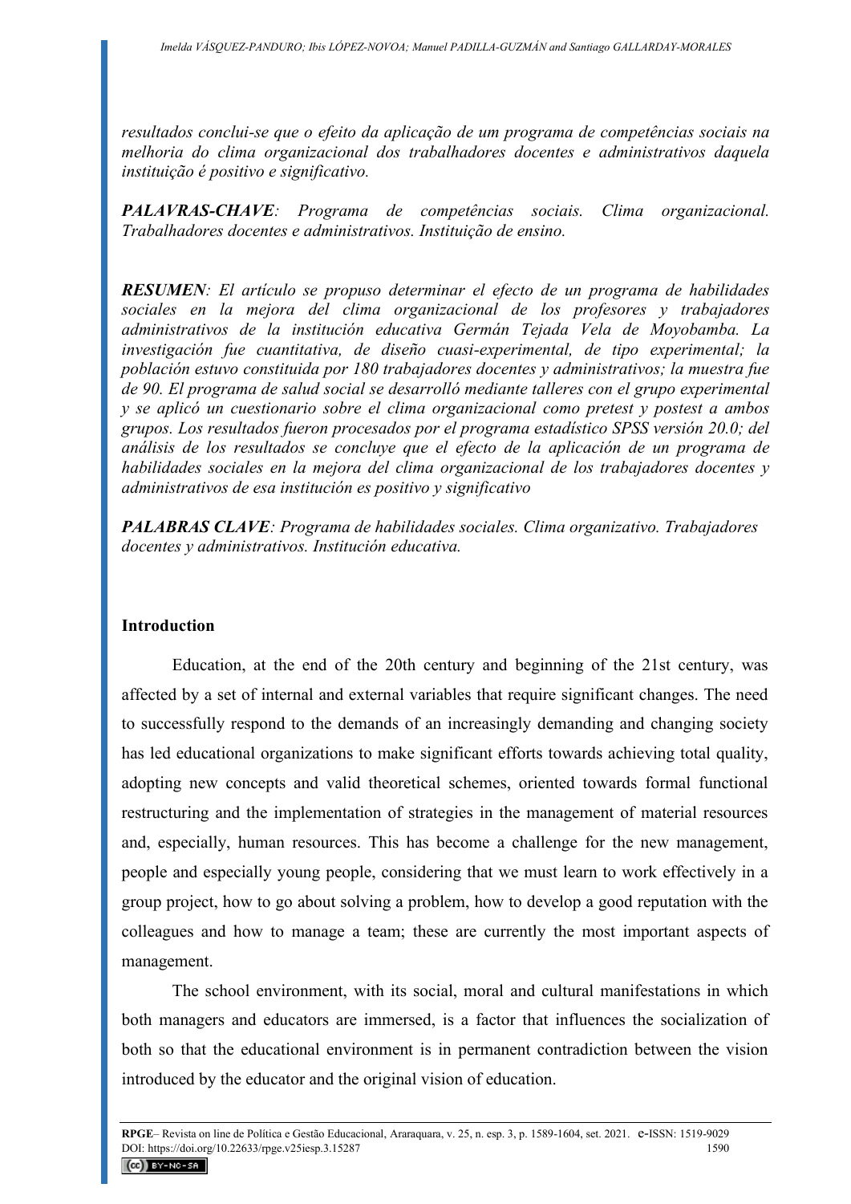*resultados conclui-se que o efeito da aplicação de um programa de competências sociais na melhoria do clima organizacional dos trabalhadores docentes e administrativos daquela instituição é positivo e significativo.*

***PALAVRAS-CHAVE**: Programa de competências sociais. Clima organizacional. Trabalhadores docentes e administrativos. Instituição de ensino.*

***RESUMEN**: El artículo se propuso determinar el efecto de un programa de habilidades sociales en la mejora del clima organizacional de los profesores y trabajadores administrativos de la institución educativa Germán Tejada Vela de Moyobamba. La investigación fue cuantitativa, de diseño cuasi-experimental, de tipo experimental; la población estuvo constituida por 180 trabajadores docentes y administrativos; la muestra fue de 90. El programa de salud social se desarrolló mediante talleres con el grupo experimental y se aplicó un cuestionario sobre el clima organizacional como pretest y postest a ambos grupos. Los resultados fueron procesados por el programa estadístico SPSS versión 20.0; del análisis de los resultados se concluye que el efecto de la aplicación de un programa de habilidades sociales en la mejora del clima organizacional de los trabajadores docentes y administrativos de esa institución es positivo y significativo*

***PALABRAS CLAVE**: Programa de habilidades sociales. Clima organizativo. Trabajadores docentes y administrativos. Institución educativa.*

## Introduction

Education, at the end of the 20th century and beginning of the 21st century, was affected by a set of internal and external variables that require significant changes. The need to successfully respond to the demands of an increasingly demanding and changing society has led educational organizations to make significant efforts towards achieving total quality, adopting new concepts and valid theoretical schemes, oriented towards formal functional restructuring and the implementation of strategies in the management of material resources and, especially, human resources. This has become a challenge for the new management, people and especially young people, considering that we must learn to work effectively in a group project, how to go about solving a problem, how to develop a good reputation with the colleagues and how to manage a team; these are currently the most important aspects of management.

The school environment, with its social, moral and cultural manifestations in which both managers and educators are immersed, is a factor that influences the socialization of both so that the educational environment is in permanent contradiction between the vision introduced by the educator and the original vision of education.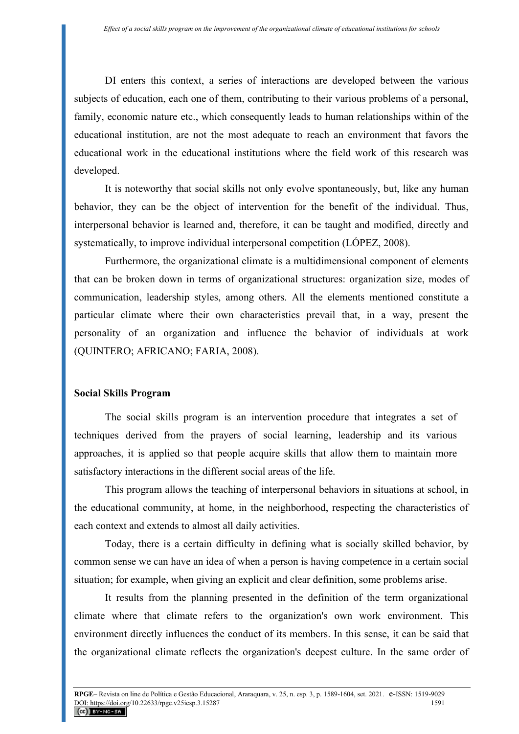DI enters this context, a series of interactions are developed between the various subjects of education, each one of them, contributing to their various problems of a personal, family, economic nature etc., which consequently leads to human relationships within of the educational institution, are not the most adequate to reach an environment that favors the educational work in the educational institutions where the field work of this research was developed.

It is noteworthy that social skills not only evolve spontaneously, but, like any human behavior, they can be the object of intervention for the benefit of the individual. Thus, interpersonal behavior is learned and, therefore, it can be taught and modified, directly and systematically, to improve individual interpersonal competition (LÓPEZ, 2008).

Furthermore, the organizational climate is a multidimensional component of elements that can be broken down in terms of organizational structures: organization size, modes of communication, leadership styles, among others. All the elements mentioned constitute a particular climate where their own characteristics prevail that, in a way, present the personality of an organization and influence the behavior of individuals at work (QUINTERO; AFRICANO; FARIA, 2008).

## Social Skills Program

The social skills program is an intervention procedure that integrates a set of techniques derived from the prayers of social learning, leadership and its various approaches, it is applied so that people acquire skills that allow them to maintain more satisfactory interactions in the different social areas of the life.

This program allows the teaching of interpersonal behaviors in situations at school, in the educational community, at home, in the neighborhood, respecting the characteristics of each context and extends to almost all daily activities.

Today, there is a certain difficulty in defining what is socially skilled behavior, by common sense we can have an idea of when a person is having competence in a certain social situation; for example, when giving an explicit and clear definition, some problems arise.

It results from the planning presented in the definition of the term organizational climate where that climate refers to the organization's own work environment. This environment directly influences the conduct of its members. In this sense, it can be said that the organizational climate reflects the organization's deepest culture. In the same order of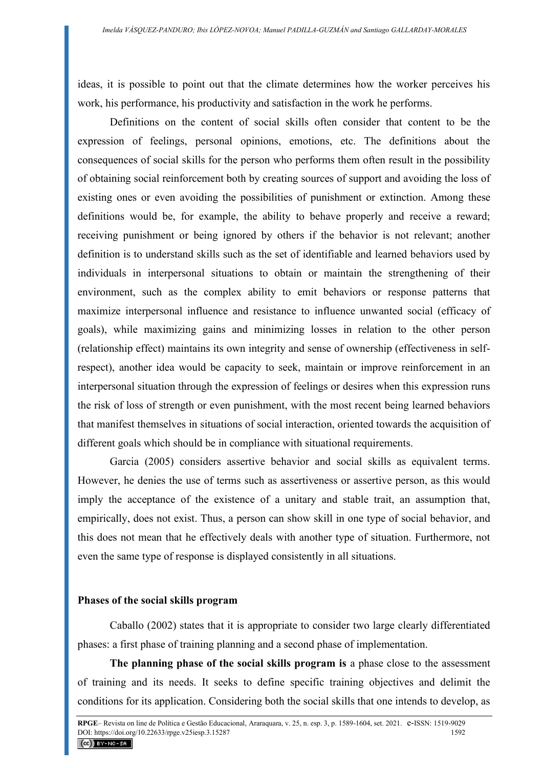ideas, it is possible to point out that the climate determines how the worker perceives his work, his performance, his productivity and satisfaction in the work he performs.

Definitions on the content of social skills often consider that content to be the expression of feelings, personal opinions, emotions, etc. The definitions about the consequences of social skills for the person who performs them often result in the possibility of obtaining social reinforcement both by creating sources of support and avoiding the loss of existing ones or even avoiding the possibilities of punishment or extinction. Among these definitions would be, for example, the ability to behave properly and receive a reward; receiving punishment or being ignored by others if the behavior is not relevant; another definition is to understand skills such as the set of identifiable and learned behaviors used by individuals in interpersonal situations to obtain or maintain the strengthening of their environment, such as the complex ability to emit behaviors or response patterns that maximize interpersonal influence and resistance to influence unwanted social (efficacy of goals), while maximizing gains and minimizing losses in relation to the other person (relationship effect) maintains its own integrity and sense of ownership (effectiveness in self-respect), another idea would be capacity to seek, maintain or improve reinforcement in an interpersonal situation through the expression of feelings or desires when this expression runs the risk of loss of strength or even punishment, with the most recent being learned behaviors that manifest themselves in situations of social interaction, oriented towards the acquisition of different goals which should be in compliance with situational requirements.

Garcia (2005) considers assertive behavior and social skills as equivalent terms. However, he denies the use of terms such as assertiveness or assertive person, as this would imply the acceptance of the existence of a unitary and stable trait, an assumption that, empirically, does not exist. Thus, a person can show skill in one type of social behavior, and this does not mean that he effectively deals with another type of situation. Furthermore, not even the same type of response is displayed consistently in all situations.

### Phases of the social skills program

Caballo (2002) states that it is appropriate to consider two large clearly differentiated phases: a first phase of training planning and a second phase of implementation.

**The planning phase of the social skills program is** a phase close to the assessment of training and its needs. It seeks to define specific training objectives and delimit the conditions for its application. Considering both the social skills that one intends to develop, as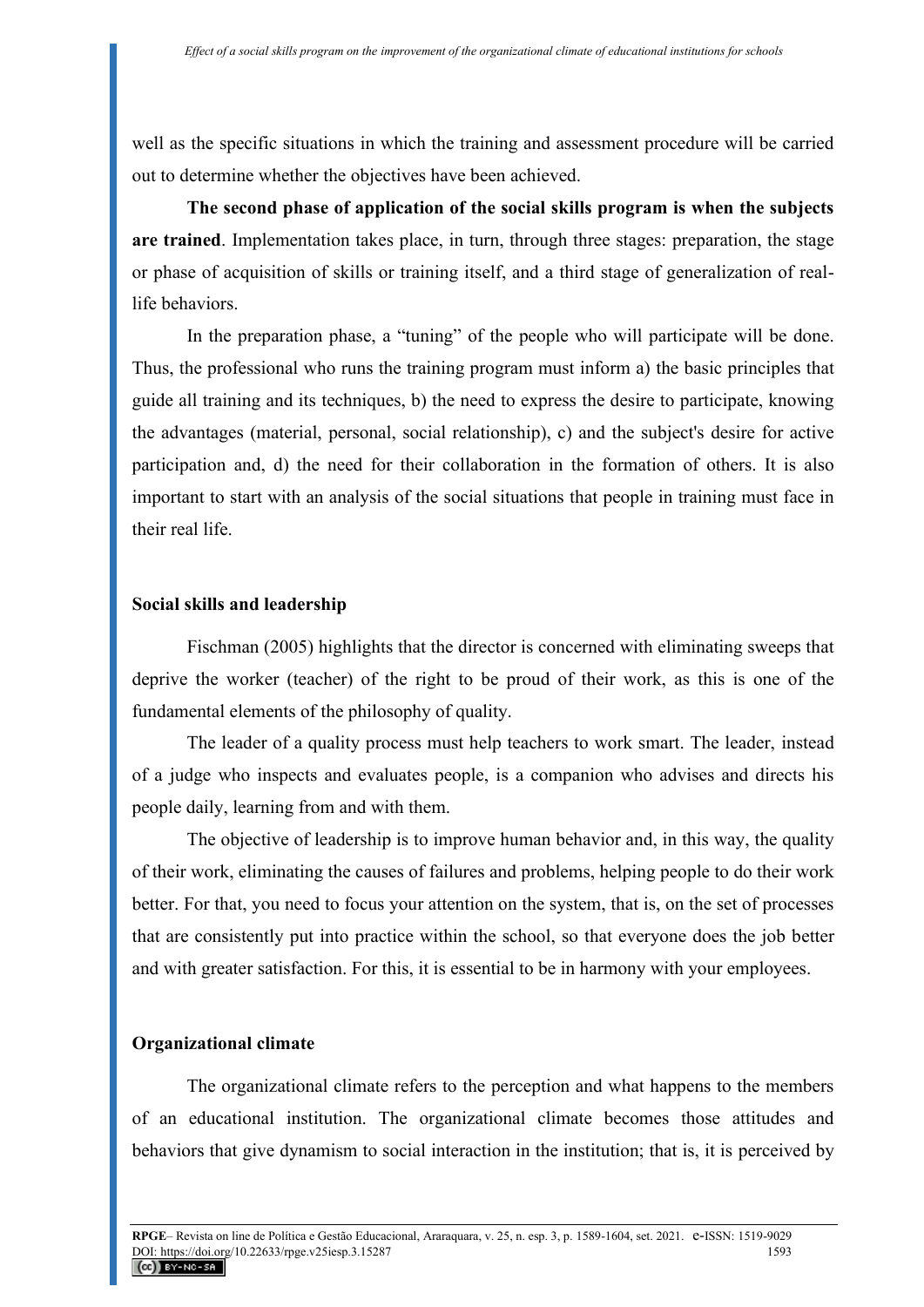well as the specific situations in which the training and assessment procedure will be carried out to determine whether the objectives have been achieved.

**The second phase of application of the social skills program is when the subjects are trained**. Implementation takes place, in turn, through three stages: preparation, the stage or phase of acquisition of skills or training itself, and a third stage of generalization of real-life behaviors.

In the preparation phase, a "tuning" of the people who will participate will be done. Thus, the professional who runs the training program must inform a) the basic principles that guide all training and its techniques, b) the need to express the desire to participate, knowing the advantages (material, personal, social relationship), c) and the subject's desire for active participation and, d) the need for their collaboration in the formation of others. It is also important to start with an analysis of the social situations that people in training must face in their real life.

## Social skills and leadership

Fischman (2005) highlights that the director is concerned with eliminating sweeps that deprive the worker (teacher) of the right to be proud of their work, as this is one of the fundamental elements of the philosophy of quality.

The leader of a quality process must help teachers to work smart. The leader, instead of a judge who inspects and evaluates people, is a companion who advises and directs his people daily, learning from and with them.

The objective of leadership is to improve human behavior and, in this way, the quality of their work, eliminating the causes of failures and problems, helping people to do their work better. For that, you need to focus your attention on the system, that is, on the set of processes that are consistently put into practice within the school, so that everyone does the job better and with greater satisfaction. For this, it is essential to be in harmony with your employees.

## Organizational climate

The organizational climate refers to the perception and what happens to the members of an educational institution. The organizational climate becomes those attitudes and behaviors that give dynamism to social interaction in the institution; that is, it is perceived by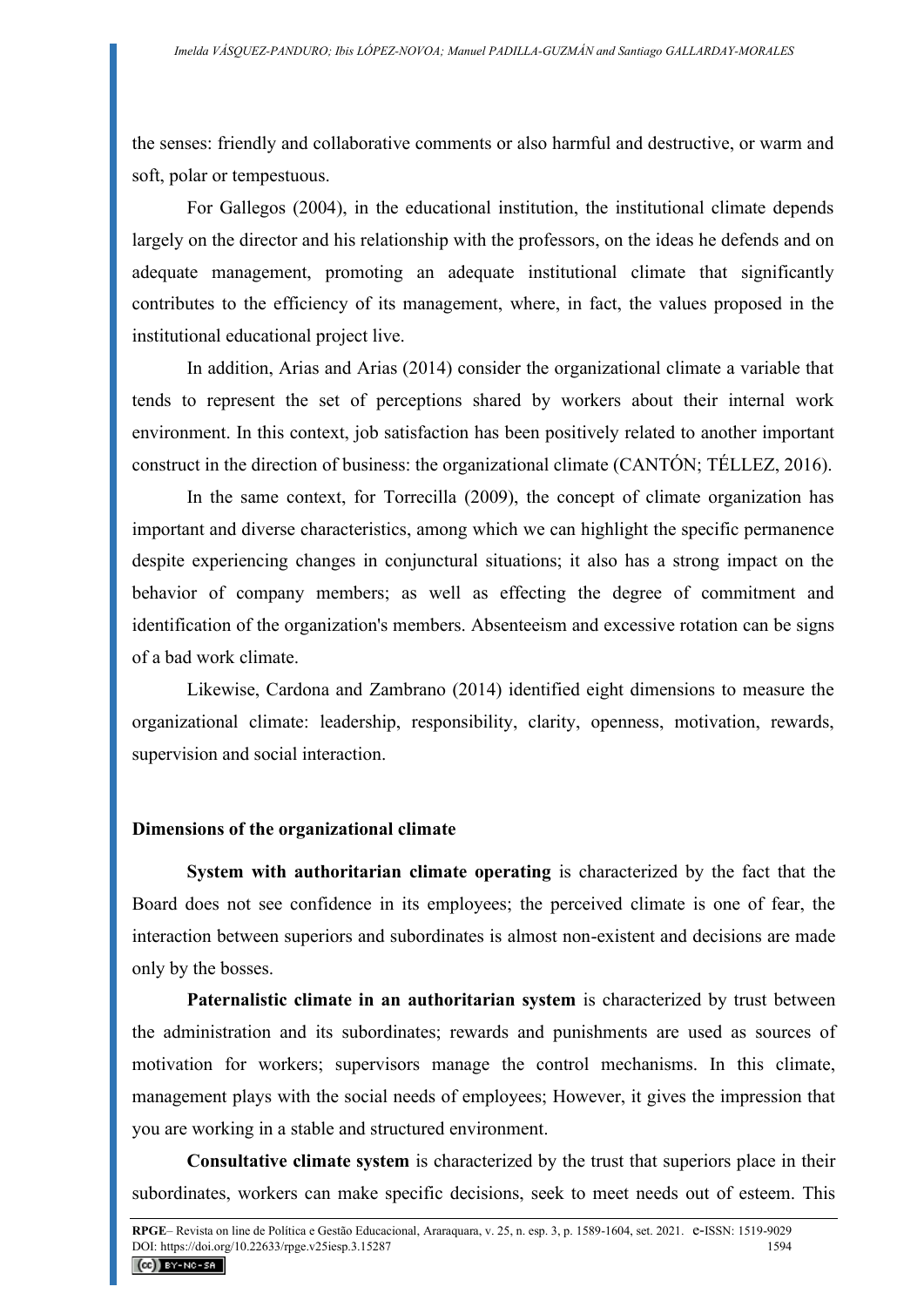the senses: friendly and collaborative comments or also harmful and destructive, or warm and soft, polar or tempestuous.

For Gallegos (2004), in the educational institution, the institutional climate depends largely on the director and his relationship with the professors, on the ideas he defends and on adequate management, promoting an adequate institutional climate that significantly contributes to the efficiency of its management, where, in fact, the values proposed in the institutional educational project live.

In addition, Arias and Arias (2014) consider the organizational climate a variable that tends to represent the set of perceptions shared by workers about their internal work environment. In this context, job satisfaction has been positively related to another important construct in the direction of business: the organizational climate (CANTÓN; TÉLLEZ, 2016).

In the same context, for Torrecilla (2009), the concept of climate organization has important and diverse characteristics, among which we can highlight the specific permanence despite experiencing changes in conjunctural situations; it also has a strong impact on the behavior of company members; as well as effecting the degree of commitment and identification of the organization's members. Absenteeism and excessive rotation can be signs of a bad work climate.

Likewise, Cardona and Zambrano (2014) identified eight dimensions to measure the organizational climate: leadership, responsibility, clarity, openness, motivation, rewards, supervision and social interaction.

## Dimensions of the organizational climate

**System with authoritarian climate operating** is characterized by the fact that the Board does not see confidence in its employees; the perceived climate is one of fear, the interaction between superiors and subordinates is almost non-existent and decisions are made only by the bosses.

**Paternalistic climate in an authoritarian system** is characterized by trust between the administration and its subordinates; rewards and punishments are used as sources of motivation for workers; supervisors manage the control mechanisms. In this climate, management plays with the social needs of employees; However, it gives the impression that you are working in a stable and structured environment.

**Consultative climate system** is characterized by the trust that superiors place in their subordinates, workers can make specific decisions, seek to meet needs out of esteem. This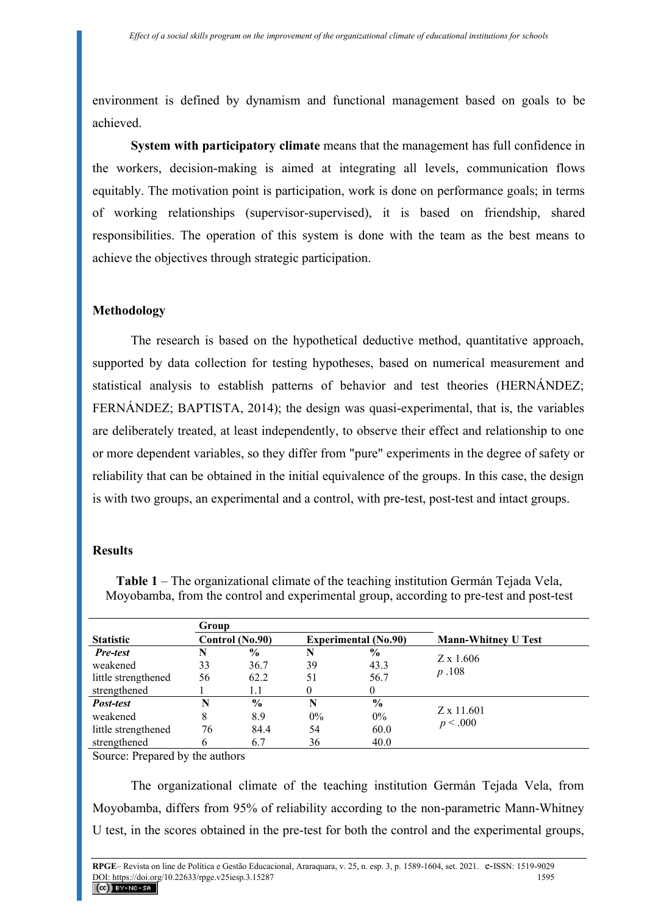environment is defined by dynamism and functional management based on goals to be achieved.

**System with participatory climate** means that the management has full confidence in the workers, decision-making is aimed at integrating all levels, communication flows equitably. The motivation point is participation, work is done on performance goals; in terms of working relationships (supervisor-supervised), it is based on friendship, shared responsibilities. The operation of this system is done with the team as the best means to achieve the objectives through strategic participation.

## Methodology

The research is based on the hypothetical deductive method, quantitative approach, supported by data collection for testing hypotheses, based on numerical measurement and statistical analysis to establish patterns of behavior and test theories (HERNÁNDEZ; FERNÁNDEZ; BAPTISTA, 2014); the design was quasi-experimental, that is, the variables are deliberately treated, at least independently, to observe their effect and relationship to one or more dependent variables, so they differ from "pure" experiments in the degree of safety or reliability that can be obtained in the initial equivalence of the groups. In this case, the design is with two groups, an experimental and a control, with pre-test, post-test and intact groups.

## Results

**Table 1** – The organizational climate of the teaching institution Germán Tejada Vela, Moyobamba, from the control and experimental group, according to pre-test and post-test

| | Group | | | | |
|---|---|---|---|---|---|
| **Statistic** | **Control (No.90)** | | **Experimental (No.90)** | | **Mann-Whitney U Test** |
| ***Pre-test*** | **N** | **%** | **N** | **%** | Z x 1.606<br>*p* .108 |
| weakened | 33 | 36.7 | 39 | 43.3 | |
| little strengthened | 56 | 62.2 | 51 | 56.7 | |
| strengthened | 1 | 1.1 | 0 | 0 | |
| ***Post-test*** | **N** | **%** | **N** | **%** | Z x 11.601<br>*p* < .000 |
| weakened | 8 | 8.9 | 0% | 0% | |
| little strengthened | 76 | 84.4 | 54 | 60.0 | |
| strengthened | 6 | 6.7 | 36 | 40.0 | |

Source: Prepared by the authors

The organizational climate of the teaching institution Germán Tejada Vela, from Moyobamba, differs from 95% of reliability according to the non-parametric Mann-Whitney U test, in the scores obtained in the pre-test for both the control and the experimental groups,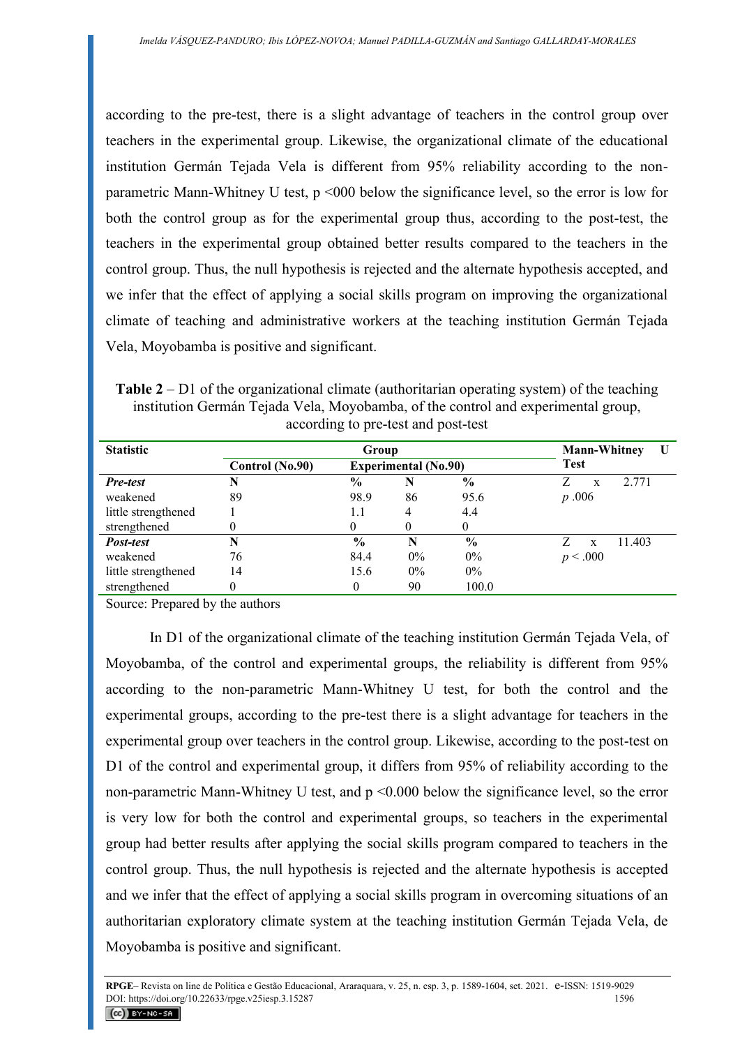according to the pre-test, there is a slight advantage of teachers in the control group over teachers in the experimental group. Likewise, the organizational climate of the educational institution Germán Tejada Vela is different from 95% reliability according to the non-parametric Mann-Whitney U test, p <000 below the significance level, so the error is low for both the control group as for the experimental group thus, according to the post-test, the teachers in the experimental group obtained better results compared to the teachers in the control group. Thus, the null hypothesis is rejected and the alternate hypothesis accepted, and we infer that the effect of applying a social skills program on improving the organizational climate of teaching and administrative workers at the teaching institution Germán Tejada Vela, Moyobamba is positive and significant.

**Table 2** – D1 of the organizational climate (authoritarian operating system) of the teaching institution Germán Tejada Vela, Moyobamba, of the control and experimental group, according to pre-test and post-test

| Statistic | Group | | | | Mann-Whitney U Test |
|---|---|---|---|---|---|
| | Control (No.90) | Experimental (No.90) | | | |
| ***Pre-test*** | **N** | **%** | **N** | **%** | Z x 2.771 |
| weakened | 89 | 98.9 | 86 | 95.6 | *p* .006 |
| little strengthened | 1 | 1.1 | 4 | 4.4 | |
| strengthened | 0 | 0 | 0 | 0 | |
| ***Post-test*** | **N** | **%** | **N** | **%** | Z x 11.403 |
| weakened | 76 | 84.4 | 0% | 0% | *p* < .000 |
| little strengthened | 14 | 15.6 | 0% | 0% | |
| strengthened | 0 | 0 | 90 | 100.0 | |

Source: Prepared by the authors

In D1 of the organizational climate of the teaching institution Germán Tejada Vela, of Moyobamba, of the control and experimental groups, the reliability is different from 95% according to the non-parametric Mann-Whitney U test, for both the control and the experimental groups, according to the pre-test there is a slight advantage for teachers in the experimental group over teachers in the control group. Likewise, according to the post-test on D1 of the control and experimental group, it differs from 95% of reliability according to the non-parametric Mann-Whitney U test, and p <0.000 below the significance level, so the error is very low for both the control and experimental groups, so teachers in the experimental group had better results after applying the social skills program compared to teachers in the control group. Thus, the null hypothesis is rejected and the alternate hypothesis is accepted and we infer that the effect of applying a social skills program in overcoming situations of an authoritarian exploratory climate system at the teaching institution Germán Tejada Vela, de Moyobamba is positive and significant.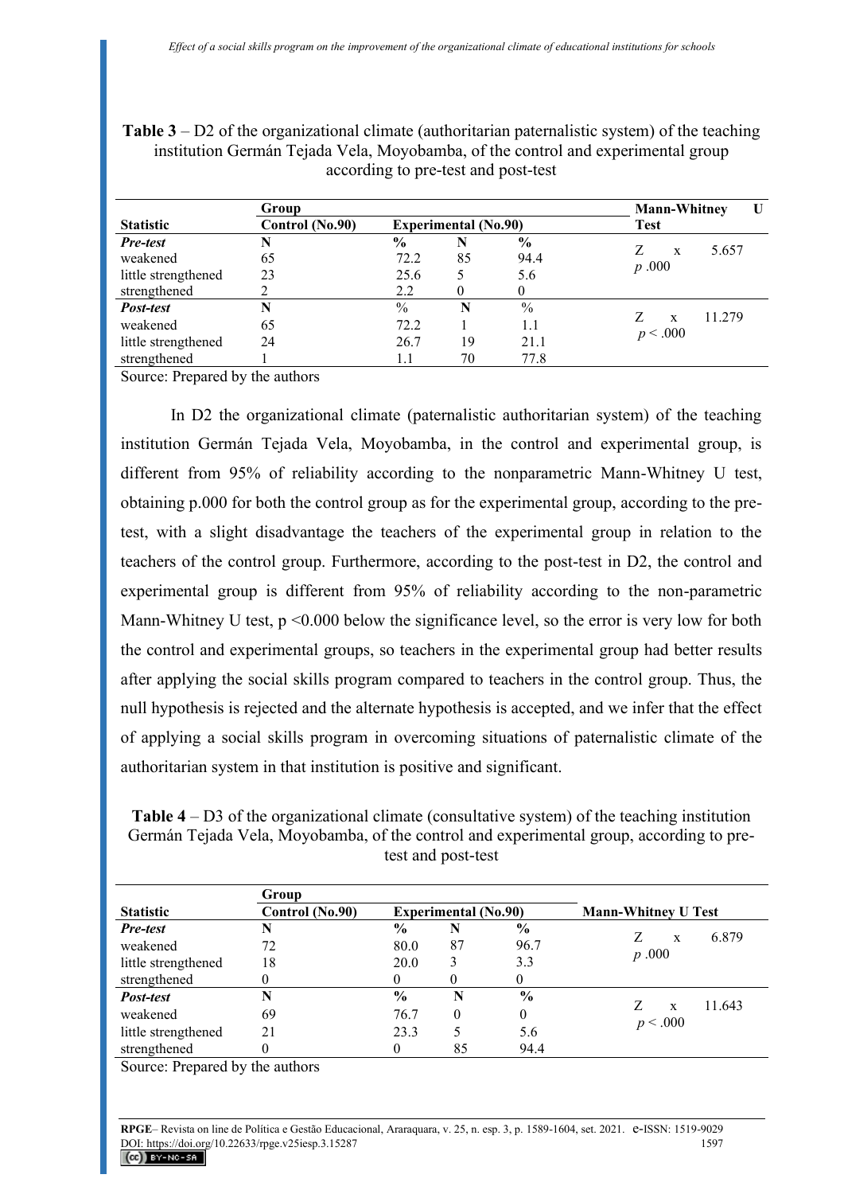**Table 3** – D2 of the organizational climate (authoritarian paternalistic system) of the teaching institution Germán Tejada Vela, Moyobamba, of the control and experimental group according to pre-test and post-test

| | Group | | | | Mann-Whitney U Test |
|---|---|---|---|---|---|
| **Statistic** | **Control (No.90)** | | **Experimental (No.90)** | | |
| ***Pre-test*** | **N** | **%** | **N** | **%** | Z x 5.657 <br> *p* .000 |
| weakened | 65 | 72.2 | 85 | 94.4 | |
| little strengthened | 23 | 25.6 | 5 | 5.6 | |
| strengthened | 2 | 2.2 | 0 | 0 | |
| ***Post-test*** | **N** | % | **N** | % | Z x 11.279 <br> $p < .000$ |
| weakened | 65 | 72.2 | 1 | 1.1 | |
| little strengthened | 24 | 26.7 | 19 | 21.1 | |
| strengthened | 1 | 1.1 | 70 | 77.8 | |

Source: Prepared by the authors

In D2 the organizational climate (paternalistic authoritarian system) of the teaching institution Germán Tejada Vela, Moyobamba, in the control and experimental group, is different from 95% of reliability according to the nonparametric Mann-Whitney U test, obtaining p.000 for both the control group as for the experimental group, according to the pre-test, with a slight disadvantage the teachers of the experimental group in relation to the teachers of the control group. Furthermore, according to the post-test in D2, the control and experimental group is different from 95% of reliability according to the non-parametric Mann-Whitney U test, $p < 0.000$ below the significance level, so the error is very low for both the control and experimental groups, so teachers in the experimental group had better results after applying the social skills program compared to teachers in the control group. Thus, the null hypothesis is rejected and the alternate hypothesis is accepted, and we infer that the effect of applying a social skills program in overcoming situations of paternalistic climate of the authoritarian system in that institution is positive and significant.

**Table 4** – D3 of the organizational climate (consultative system) of the teaching institution Germán Tejada Vela, Moyobamba, of the control and experimental group, according to pre-test and post-test

| | Group | | | | |
|---|---|---|---|---|---|
| **Statistic** | **Control (No.90)** | | **Experimental (No.90)** | | **Mann-Whitney U Test** |
| ***Pre-test*** | **N** | **%** | **N** | **%** | Z x 6.879 <br> *p* .000 |
| weakened | 72 | 80.0 | 87 | 96.7 | |
| little strengthened | 18 | 20.0 | 3 | 3.3 | |
| strengthened | 0 | 0 | 0 | 0 | |
| ***Post-test*** | **N** | **%** | **N** | **%** | Z x 11.643 <br> $p < .000$ |
| weakened | 69 | 76.7 | 0 | 0 | |
| little strengthened | 21 | 23.3 | 5 | 5.6 | |
| strengthened | 0 | 0 | 85 | 94.4 | |

Source: Prepared by the authors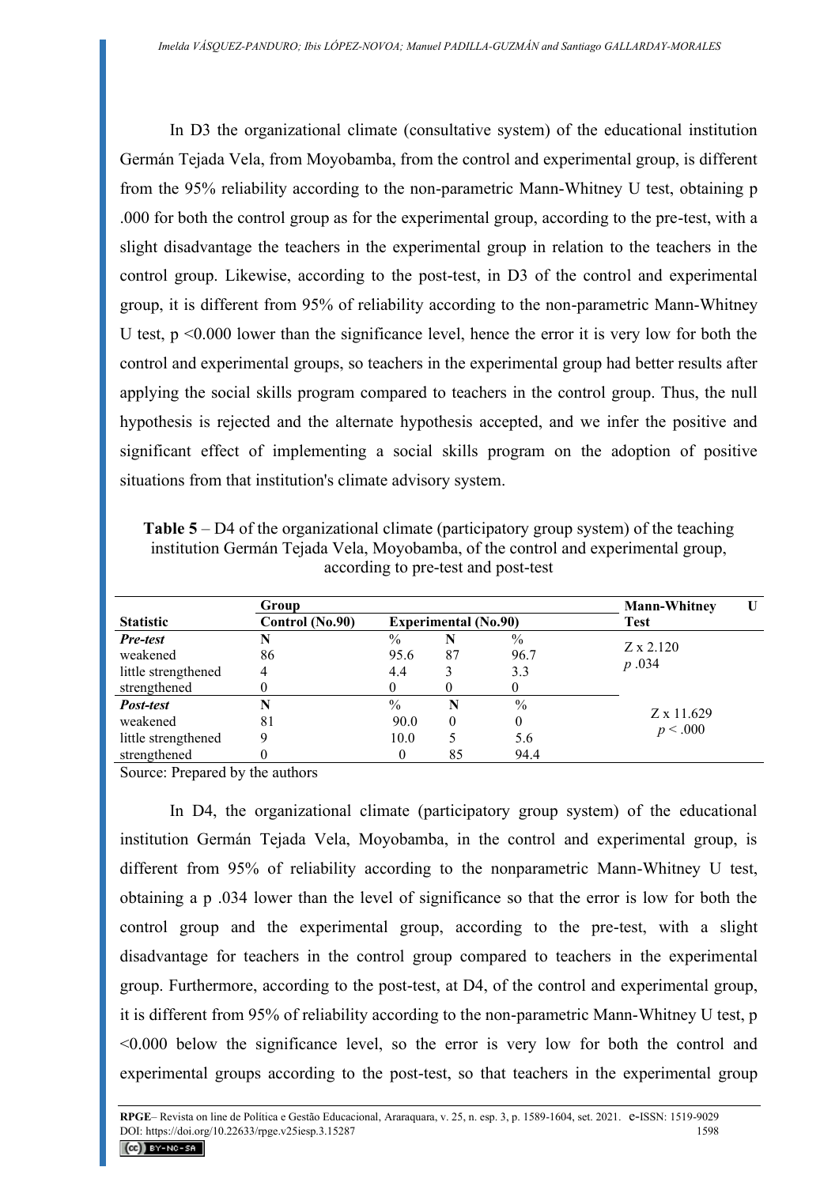In D3 the organizational climate (consultative system) of the educational institution Germán Tejada Vela, from Moyobamba, from the control and experimental group, is different from the 95% reliability according to the non-parametric Mann-Whitney U test, obtaining p .000 for both the control group as for the experimental group, according to the pre-test, with a slight disadvantage the teachers in the experimental group in relation to the teachers in the control group. Likewise, according to the post-test, in D3 of the control and experimental group, it is different from 95% of reliability according to the non-parametric Mann-Whitney U test, p <0.000 lower than the significance level, hence the error it is very low for both the control and experimental groups, so teachers in the experimental group had better results after applying the social skills program compared to teachers in the control group. Thus, the null hypothesis is rejected and the alternate hypothesis accepted, and we infer the positive and significant effect of implementing a social skills program on the adoption of positive situations from that institution's climate advisory system.

**Table 5** – D4 of the organizational climate (participatory group system) of the teaching institution Germán Tejada Vela, Moyobamba, of the control and experimental group, according to pre-test and post-test

| | Group | | | | Mann-Whitney U |
|---|---|---|---|---|---|
| **Statistic** | **Control (No.90)** | | **Experimental (No.90)** | | **Test** |
| ***Pre-test*** | **N** | % | **N** | % | Z x 2.120 *p* .034 |
| weakened | 86 | 95.6 | 87 | 96.7 | |
| little strengthened | 4 | 4.4 | 3 | 3.3 | |
| strengthened | 0 | 0 | 0 | 0 | |
| ***Post-test*** | **N** | % | **N** | % | Z x 11.629 $p < .000$ |
| weakened | 81 | 90.0 | 0 | 0 | |
| little strengthened | 9 | 10.0 | 5 | 5.6 | |
| strengthened | 0 | 0 | 85 | 94.4 | |

Source: Prepared by the authors

In D4, the organizational climate (participatory group system) of the educational institution Germán Tejada Vela, Moyobamba, in the control and experimental group, is different from 95% of reliability according to the nonparametric Mann-Whitney U test, obtaining a p .034 lower than the level of significance so that the error is low for both the control group and the experimental group, according to the pre-test, with a slight disadvantage for teachers in the control group compared to teachers in the experimental group. Furthermore, according to the post-test, at D4, of the control and experimental group, it is different from 95% of reliability according to the non-parametric Mann-Whitney U test, p <0.000 below the significance level, so the error is very low for both the control and experimental groups according to the post-test, so that teachers in the experimental group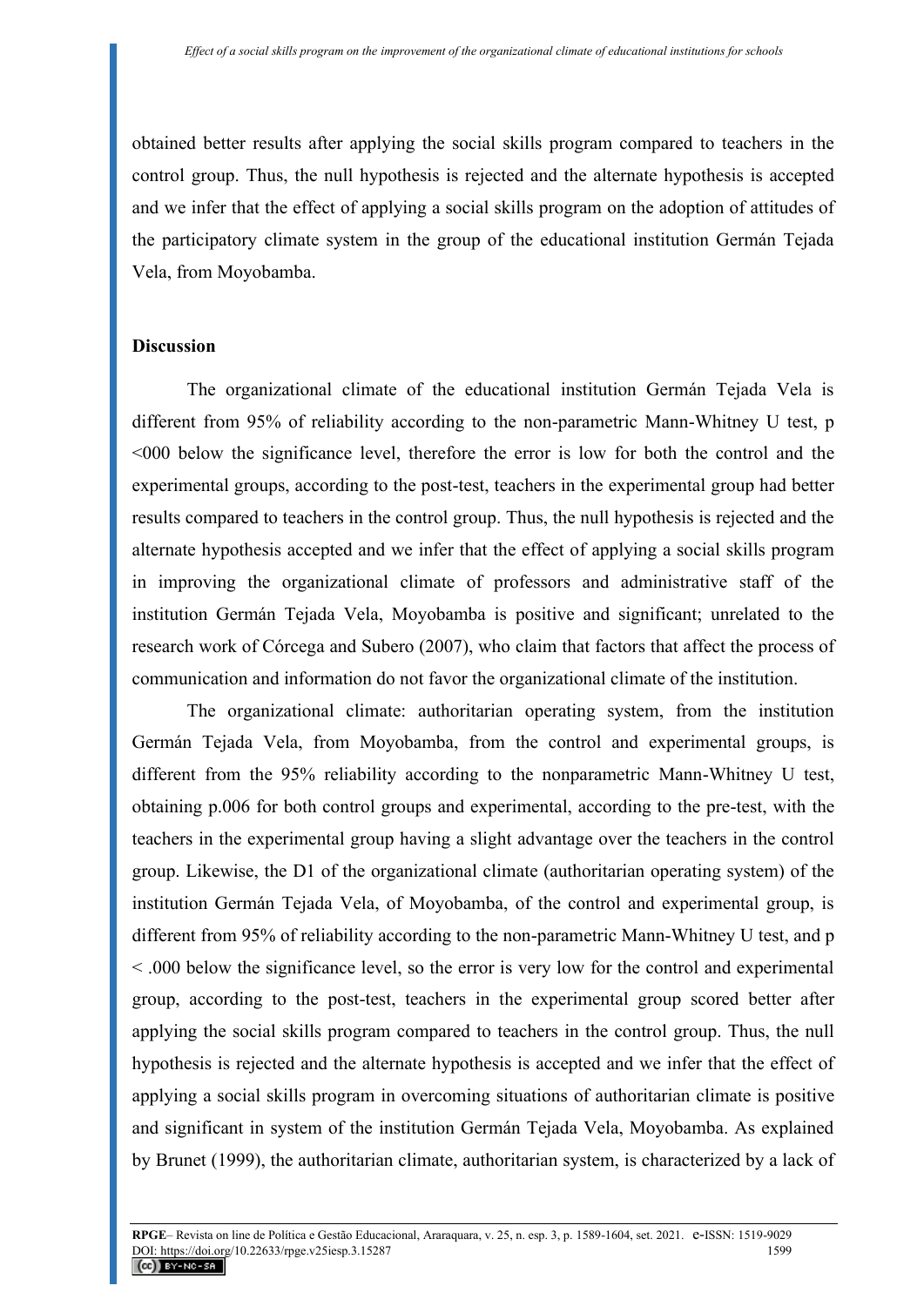obtained better results after applying the social skills program compared to teachers in the control group. Thus, the null hypothesis is rejected and the alternate hypothesis is accepted and we infer that the effect of applying a social skills program on the adoption of attitudes of the participatory climate system in the group of the educational institution Germán Tejada Vela, from Moyobamba.

**Discussion**

The organizational climate of the educational institution Germán Tejada Vela is different from 95% of reliability according to the non-parametric Mann-Whitney U test, p <000 below the significance level, therefore the error is low for both the control and the experimental groups, according to the post-test, teachers in the experimental group had better results compared to teachers in the control group. Thus, the null hypothesis is rejected and the alternate hypothesis accepted and we infer that the effect of applying a social skills program in improving the organizational climate of professors and administrative staff of the institution Germán Tejada Vela, Moyobamba is positive and significant; unrelated to the research work of Córcega and Subero (2007), who claim that factors that affect the process of communication and information do not favor the organizational climate of the institution.

The organizational climate: authoritarian operating system, from the institution Germán Tejada Vela, from Moyobamba, from the control and experimental groups, is different from the 95% reliability according to the nonparametric Mann-Whitney U test, obtaining p.006 for both control groups and experimental, according to the pre-test, with the teachers in the experimental group having a slight advantage over the teachers in the control group. Likewise, the D1 of the organizational climate (authoritarian operating system) of the institution Germán Tejada Vela, of Moyobamba, of the control and experimental group, is different from 95% of reliability according to the non-parametric Mann-Whitney U test, and p < .000 below the significance level, so the error is very low for the control and experimental group, according to the post-test, teachers in the experimental group scored better after applying the social skills program compared to teachers in the control group. Thus, the null hypothesis is rejected and the alternate hypothesis is accepted and we infer that the effect of applying a social skills program in overcoming situations of authoritarian climate is positive and significant in system of the institution Germán Tejada Vela, Moyobamba. As explained by Brunet (1999), the authoritarian climate, authoritarian system, is characterized by a lack of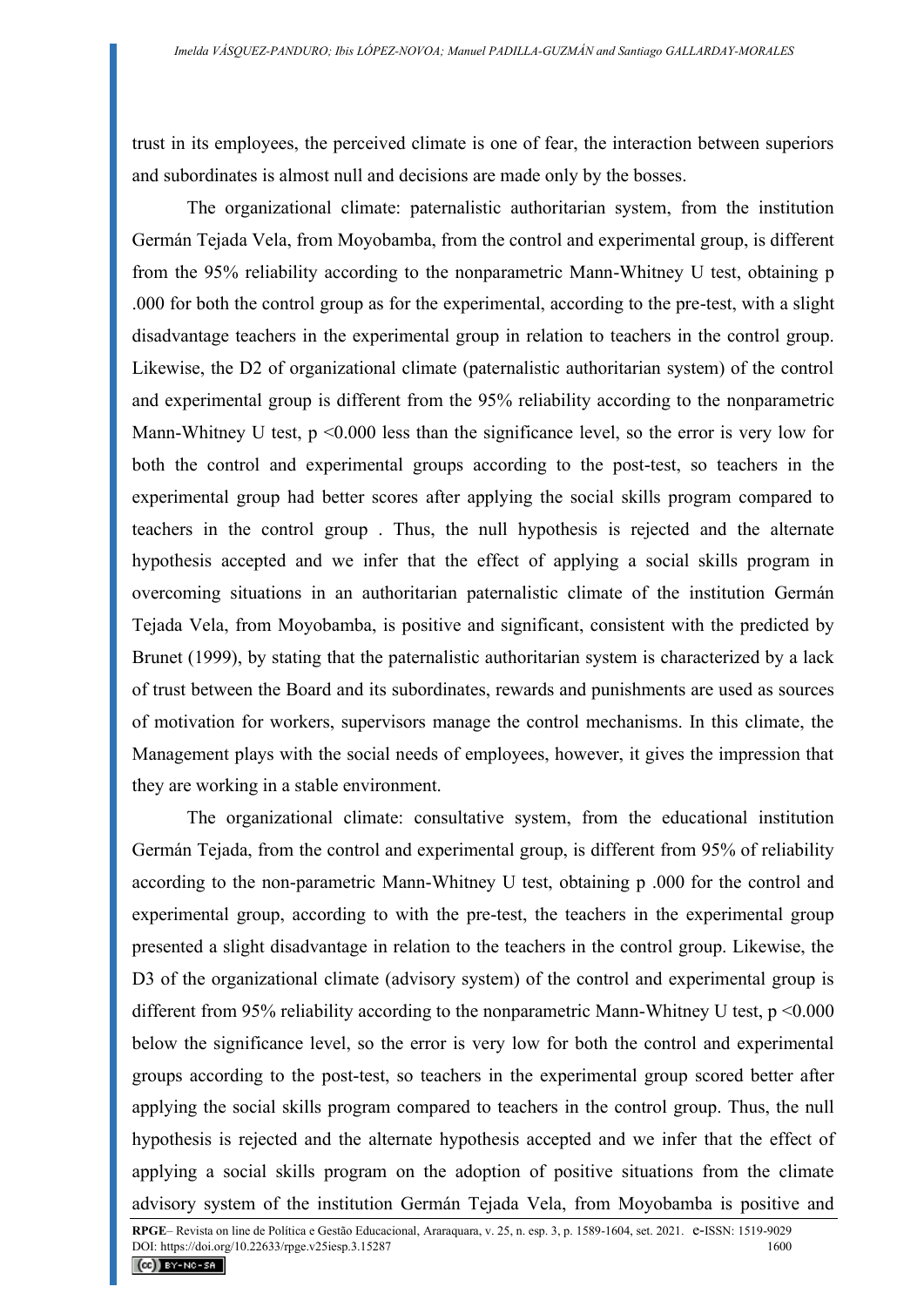trust in its employees, the perceived climate is one of fear, the interaction between superiors and subordinates is almost null and decisions are made only by the bosses.

The organizational climate: paternalistic authoritarian system, from the institution Germán Tejada Vela, from Moyobamba, from the control and experimental group, is different from the 95% reliability according to the nonparametric Mann-Whitney U test, obtaining p .000 for both the control group as for the experimental, according to the pre-test, with a slight disadvantage teachers in the experimental group in relation to teachers in the control group. Likewise, the D2 of organizational climate (paternalistic authoritarian system) of the control and experimental group is different from the 95% reliability according to the nonparametric Mann-Whitney U test, $p < 0.000$ less than the significance level, so the error is very low for both the control and experimental groups according to the post-test, so teachers in the experimental group had better scores after applying the social skills program compared to teachers in the control group . Thus, the null hypothesis is rejected and the alternate hypothesis accepted and we infer that the effect of applying a social skills program in overcoming situations in an authoritarian paternalistic climate of the institution Germán Tejada Vela, from Moyobamba, is positive and significant, consistent with the predicted by Brunet (1999), by stating that the paternalistic authoritarian system is characterized by a lack of trust between the Board and its subordinates, rewards and punishments are used as sources of motivation for workers, supervisors manage the control mechanisms. In this climate, the Management plays with the social needs of employees, however, it gives the impression that they are working in a stable environment.

The organizational climate: consultative system, from the educational institution Germán Tejada, from the control and experimental group, is different from 95% of reliability according to the non-parametric Mann-Whitney U test, obtaining p .000 for the control and experimental group, according to with the pre-test, the teachers in the experimental group presented a slight disadvantage in relation to the teachers in the control group. Likewise, the D3 of the organizational climate (advisory system) of the control and experimental group is different from 95% reliability according to the nonparametric Mann-Whitney U test, $p < 0.000$ below the significance level, so the error is very low for both the control and experimental groups according to the post-test, so teachers in the experimental group scored better after applying the social skills program compared to teachers in the control group. Thus, the null hypothesis is rejected and the alternate hypothesis accepted and we infer that the effect of applying a social skills program on the adoption of positive situations from the climate advisory system of the institution Germán Tejada Vela, from Moyobamba is positive and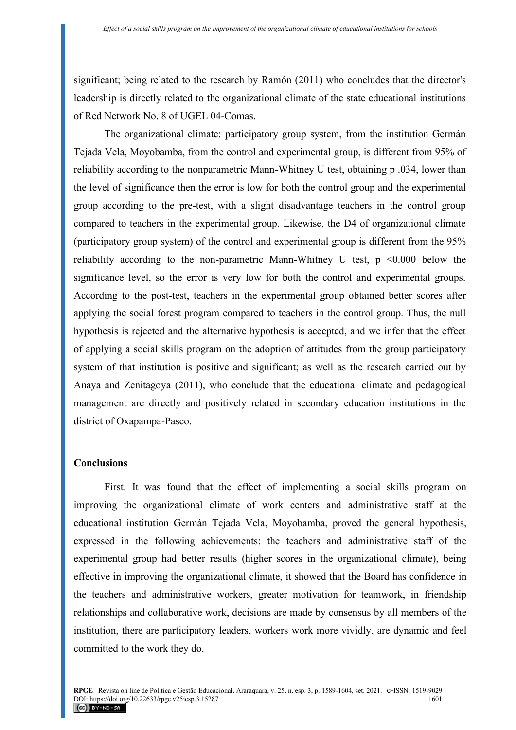significant; being related to the research by Ramón (2011) who concludes that the director's leadership is directly related to the organizational climate of the state educational institutions of Red Network No. 8 of UGEL 04-Comas.

The organizational climate: participatory group system, from the institution Germán Tejada Vela, Moyobamba, from the control and experimental group, is different from 95% of reliability according to the nonparametric Mann-Whitney U test, obtaining p .034, lower than the level of significance then the error is low for both the control group and the experimental group according to the pre-test, with a slight disadvantage teachers in the control group compared to teachers in the experimental group. Likewise, the D4 of organizational climate (participatory group system) of the control and experimental group is different from the 95% reliability according to the non-parametric Mann-Whitney U test, $p < 0.000$ below the significance level, so the error is very low for both the control and experimental groups. According to the post-test, teachers in the experimental group obtained better scores after applying the social forest program compared to teachers in the control group. Thus, the null hypothesis is rejected and the alternative hypothesis is accepted, and we infer that the effect of applying a social skills program on the adoption of attitudes from the group participatory system of that institution is positive and significant; as well as the research carried out by Anaya and Zenitagoya (2011), who conclude that the educational climate and pedagogical management are directly and positively related in secondary education institutions in the district of Oxapampa-Pasco.

## Conclusions

First. It was found that the effect of implementing a social skills program on improving the organizational climate of work centers and administrative staff at the educational institution Germán Tejada Vela, Moyobamba, proved the general hypothesis, expressed in the following achievements: the teachers and administrative staff of the experimental group had better results (higher scores in the organizational climate), being effective in improving the organizational climate, it showed that the Board has confidence in the teachers and administrative workers, greater motivation for teamwork, in friendship relationships and collaborative work, decisions are made by consensus by all members of the institution, there are participatory leaders, workers work more vividly, are dynamic and feel committed to the work they do.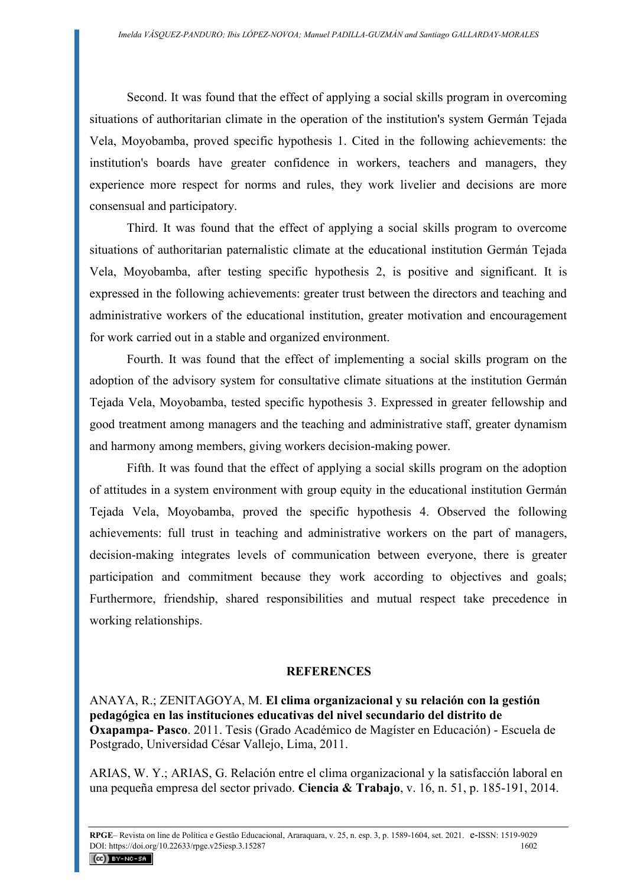Second. It was found that the effect of applying a social skills program in overcoming situations of authoritarian climate in the operation of the institution's system Germán Tejada Vela, Moyobamba, proved specific hypothesis 1. Cited in the following achievements: the institution's boards have greater confidence in workers, teachers and managers, they experience more respect for norms and rules, they work livelier and decisions are more consensual and participatory.

Third. It was found that the effect of applying a social skills program to overcome situations of authoritarian paternalistic climate at the educational institution Germán Tejada Vela, Moyobamba, after testing specific hypothesis 2, is positive and significant. It is expressed in the following achievements: greater trust between the directors and teaching and administrative workers of the educational institution, greater motivation and encouragement for work carried out in a stable and organized environment.

Fourth. It was found that the effect of implementing a social skills program on the adoption of the advisory system for consultative climate situations at the institution Germán Tejada Vela, Moyobamba, tested specific hypothesis 3. Expressed in greater fellowship and good treatment among managers and the teaching and administrative staff, greater dynamism and harmony among members, giving workers decision-making power.

Fifth. It was found that the effect of applying a social skills program on the adoption of attitudes in a system environment with group equity in the educational institution Germán Tejada Vela, Moyobamba, proved the specific hypothesis 4. Observed the following achievements: full trust in teaching and administrative workers on the part of managers, decision-making integrates levels of communication between everyone, there is greater participation and commitment because they work according to objectives and goals; Furthermore, friendship, shared responsibilities and mutual respect take precedence in working relationships.

## REFERENCES

ANAYA, R.; ZENITAGOYA, M. **El clima organizacional y su relación con la gestión pedagógica en las instituciones educativas del nivel secundario del distrito de Oxapampa- Pasco**. 2011. Tesis (Grado Académico de Magíster en Educación) - Escuela de Postgrado, Universidad César Vallejo, Lima, 2011.

ARIAS, W. Y.; ARIAS, G. Relación entre el clima organizacional y la satisfacción laboral en una pequeña empresa del sector privado. **Ciencia & Trabajo**, v. 16, n. 51, p. 185-191, 2014.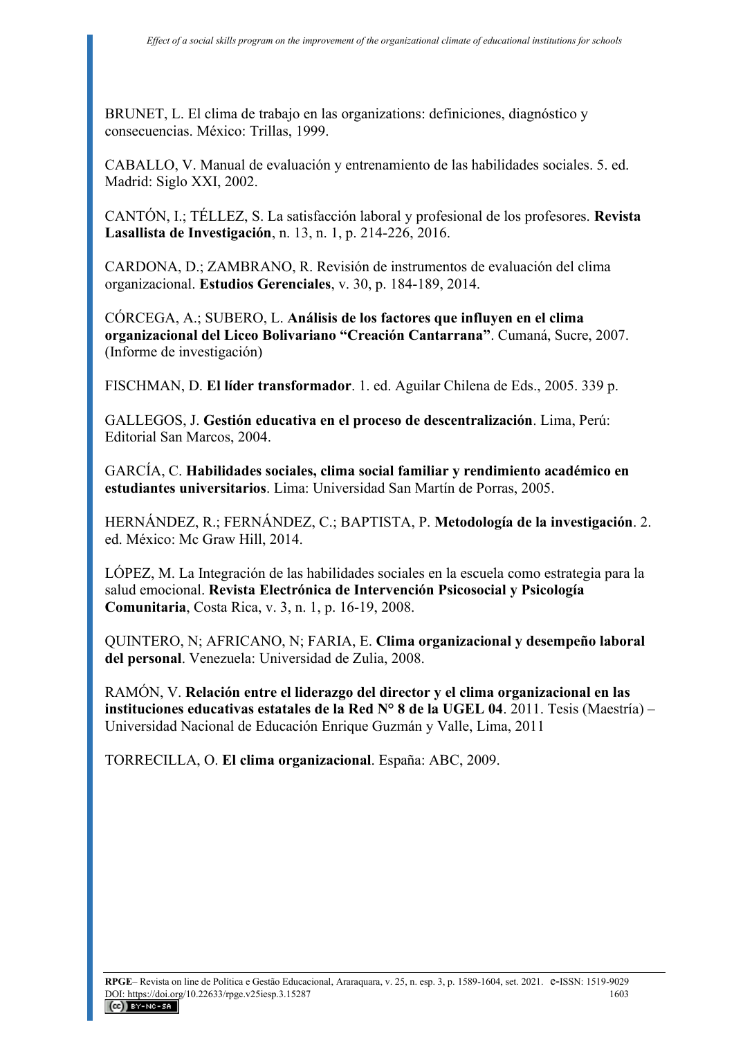BRUNET, L. El clima de trabajo en las organizations: definiciones, diagnóstico y consecuencias. México: Trillas, 1999.

CABALLO, V. Manual de evaluación y entrenamiento de las habilidades sociales. 5. ed. Madrid: Siglo XXI, 2002.

CANTÓN, I.; TÉLLEZ, S. La satisfacción laboral y profesional de los profesores. **Revista Lasallista de Investigación**, n. 13, n. 1, p. 214-226, 2016.

CARDONA, D.; ZAMBRANO, R. Revisión de instrumentos de evaluación del clima organizacional. **Estudios Gerenciales**, v. 30, p. 184-189, 2014.

CÓRCEGA, A.; SUBERO, L. **Análisis de los factores que influyen en el clima organizacional del Liceo Bolivariano "Creación Cantarrana"**. Cumaná, Sucre, 2007. (Informe de investigación)

FISCHMAN, D. **El líder transformador**. 1. ed. Aguilar Chilena de Eds., 2005. 339 p.

GALLEGOS, J. **Gestión educativa en el proceso de descentralización**. Lima, Perú: Editorial San Marcos, 2004.

GARCÍA, C. **Habilidades sociales, clima social familiar y rendimiento académico en estudiantes universitarios**. Lima: Universidad San Martín de Porras, 2005.

HERNÁNDEZ, R.; FERNÁNDEZ, C.; BAPTISTA, P. **Metodología de la investigación**. 2. ed. México: Mc Graw Hill, 2014.

LÓPEZ, M. La Integración de las habilidades sociales en la escuela como estrategia para la salud emocional. **Revista Electrónica de Intervención Psicosocial y Psicología Comunitaria**, Costa Rica, v. 3, n. 1, p. 16-19, 2008.

QUINTERO, N; AFRICANO, N; FARIA, E. **Clima organizacional y desempeño laboral del personal**. Venezuela: Universidad de Zulia, 2008.

RAMÓN, V. **Relación entre el liderazgo del director y el clima organizacional en las instituciones educativas estatales de la Red N° 8 de la UGEL 04**. 2011. Tesis (Maestría) – Universidad Nacional de Educación Enrique Guzmán y Valle, Lima, 2011

TORRECILLA, O. **El clima organizacional**. España: ABC, 2009.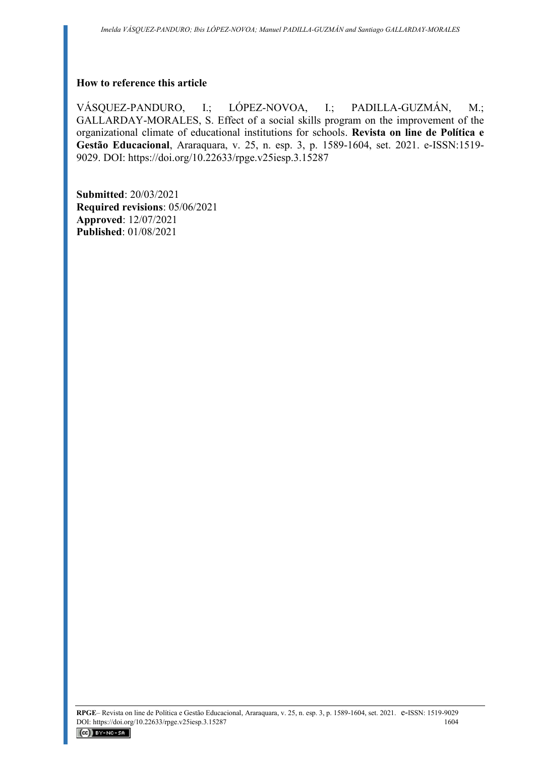**How to reference this article**

VÁSQUEZ-PANDURO, I.; LÓPEZ-NOVOA, I.; PADILLA-GUZMÁN, M.; GALLARDAY-MORALES, S. Effect of a social skills program on the improvement of the organizational climate of educational institutions for schools. **Revista on line de Política e Gestão Educacional**, Araraquara, v. 25, n. esp. 3, p. 1589-1604, set. 2021. e-ISSN:1519-9029. DOI: https://doi.org/10.22633/rpge.v25iesp.3.15287

**Submitted**: 20/03/2021
**Required revisions**: 05/06/2021
**Approved**: 12/07/2021
**Published**: 01/08/2021